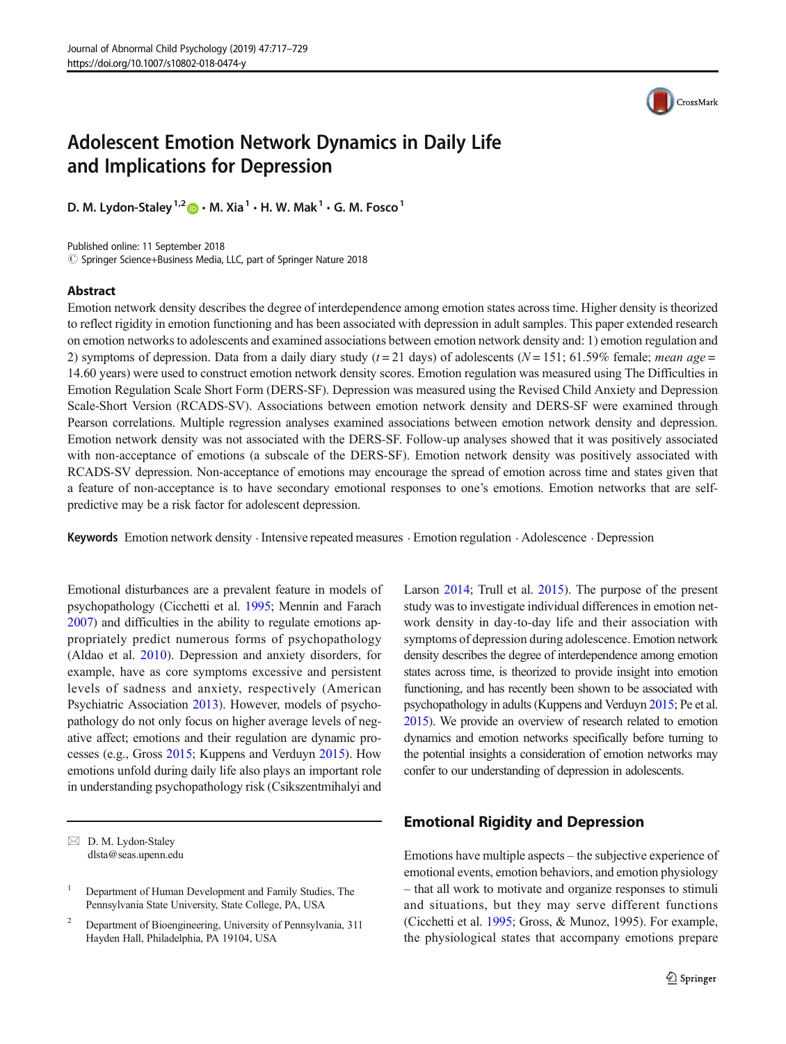# Adolescent Emotion Network Dynamics in Daily Life and Implications for Depression

D. M. Lydon-Staley[1,2] · M. Xia[1] · H. W. Mak[1] · G. M. Fosco[1]

Published online: 11 September 2018
© Springer Science+Business Media, LLC, part of Springer Nature 2018

## Abstract

Emotion network density describes the degree of interdependence among emotion states across time. Higher density is theorized to reflect rigidity in emotion functioning and has been associated with depression in adult samples. This paper extended research on emotion networks to adolescents and examined associations between emotion network density and: 1) emotion regulation and 2) symptoms of depression. Data from a daily diary study ($t = 21$ days) of adolescents ($N = 151$; 61.59% female; *mean age* = 14.60 years) were used to construct emotion network density scores. Emotion regulation was measured using The Difficulties in Emotion Regulation Scale Short Form (DERS-SF). Depression was measured using the Revised Child Anxiety and Depression Scale-Short Version (RCADS-SV). Associations between emotion network density and DERS-SF were examined through Pearson correlations. Multiple regression analyses examined associations between emotion network density and depression. Emotion network density was not associated with the DERS-SF. Follow-up analyses showed that it was positively associated with non-acceptance of emotions (a subscale of the DERS-SF). Emotion network density was positively associated with RCADS-SV depression. Non-acceptance of emotions may encourage the spread of emotion across time and states given that a feature of non-acceptance is to have secondary emotional responses to one's emotions. Emotion networks that are self-predictive may be a risk factor for adolescent depression.

**Keywords** Emotion network density · Intensive repeated measures · Emotion regulation · Adolescence · Depression

Emotional disturbances are a prevalent feature in models of psychopathology (Cicchetti et al. 1995; Mennin and Farach 2007) and difficulties in the ability to regulate emotions appropriately predict numerous forms of psychopathology (Aldao et al. 2010). Depression and anxiety disorders, for example, have as core symptoms excessive and persistent levels of sadness and anxiety, respectively (American Psychiatric Association 2013). However, models of psychopathology do not only focus on higher average levels of negative affect; emotions and their regulation are dynamic processes (e.g., Gross 2015; Kuppens and Verduyn 2015). How emotions unfold during daily life also plays an important role in understanding psychopathology risk (Csikszentmihalyi and Larson 2014; Trull et al. 2015). The purpose of the present study was to investigate individual differences in emotion network density in day-to-day life and their association with symptoms of depression during adolescence. Emotion network density describes the degree of interdependence among emotion states across time, is theorized to provide insight into emotion functioning, and has recently been shown to be associated with psychopathology in adults (Kuppens and Verduyn 2015; Pe et al. 2015). We provide an overview of research related to emotion dynamics and emotion networks specifically before turning to the potential insights a consideration of emotion networks may confer to our understanding of depression in adolescents.

## Emotional Rigidity and Depression

Emotions have multiple aspects – the subjective experience of emotional events, emotion behaviors, and emotion physiology – that all work to motivate and organize responses to stimuli and situations, but they may serve different functions (Cicchetti et al. 1995; Gross, & Munoz, 1995). For example, the physiological states that accompany emotions prepare

✉ D. M. Lydon-Staley
dlsta@seas.upenn.edu

[1] Department of Human Development and Family Studies, The Pennsylvania State University, State College, PA, USA

[2] Department of Bioengineering, University of Pennsylvania, 311 Hayden Hall, Philadelphia, PA 19104, USA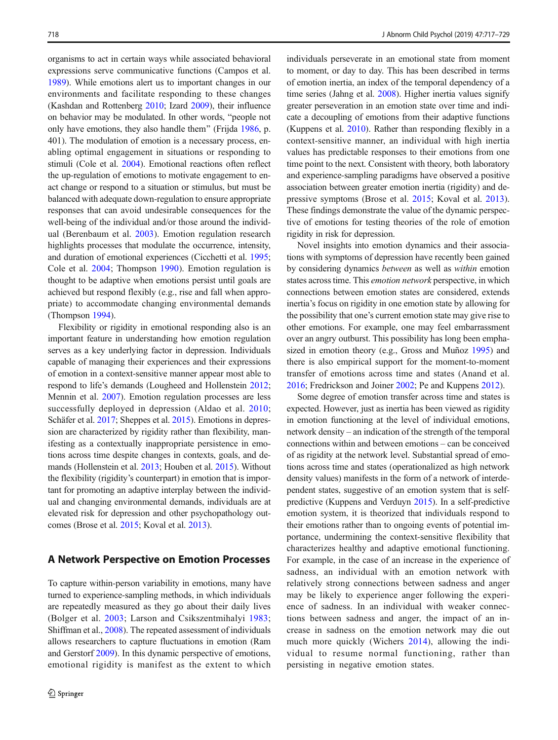organisms to act in certain ways while associated behavioral expressions serve communicative functions (Campos et al. 1989). While emotions alert us to important changes in our environments and facilitate responding to these changes (Kashdan and Rottenberg 2010; Izard 2009), their influence on behavior may be modulated. In other words, "people not only have emotions, they also handle them" (Frijda 1986, p. 401). The modulation of emotion is a necessary process, enabling optimal engagement in situations or responding to stimuli (Cole et al. 2004). Emotional reactions often reflect the up-regulation of emotions to motivate engagement to enact change or respond to a situation or stimulus, but must be balanced with adequate down-regulation to ensure appropriate responses that can avoid undesirable consequences for the well-being of the individual and/or those around the individual (Berenbaum et al. 2003). Emotion regulation research highlights processes that modulate the occurrence, intensity, and duration of emotional experiences (Cicchetti et al. 1995; Cole et al. 2004; Thompson 1990). Emotion regulation is thought to be adaptive when emotions persist until goals are achieved but respond flexibly (e.g., rise and fall when appropriate) to accommodate changing environmental demands (Thompson 1994).

Flexibility or rigidity in emotional responding also is an important feature in understanding how emotion regulation serves as a key underlying factor in depression. Individuals capable of managing their experiences and their expressions of emotion in a context-sensitive manner appear most able to respond to life's demands (Lougheed and Hollenstein 2012; Mennin et al. 2007). Emotion regulation processes are less successfully deployed in depression (Aldao et al. 2010; Schäfer et al. 2017; Sheppes et al. 2015). Emotions in depression are characterized by rigidity rather than flexibility, manifesting as a contextually inappropriate persistence in emotions across time despite changes in contexts, goals, and demands (Hollenstein et al. 2013; Houben et al. 2015). Without the flexibility (rigidity's counterpart) in emotion that is important for promoting an adaptive interplay between the individual and changing environmental demands, individuals are at elevated risk for depression and other psychopathology outcomes (Brose et al. 2015; Koval et al. 2013).

## A Network Perspective on Emotion Processes

To capture within-person variability in emotions, many have turned to experience-sampling methods, in which individuals are repeatedly measured as they go about their daily lives (Bolger et al. 2003; Larson and Csikszentmihalyi 1983; Shiffman et al., 2008). The repeated assessment of individuals allows researchers to capture fluctuations in emotion (Ram and Gerstorf 2009). In this dynamic perspective of emotions, emotional rigidity is manifest as the extent to which individuals perseverate in an emotional state from moment to moment, or day to day. This has been described in terms of emotion inertia, an index of the temporal dependency of a time series (Jahng et al. 2008). Higher inertia values signify greater perseveration in an emotion state over time and indicate a decoupling of emotions from their adaptive functions (Kuppens et al. 2010). Rather than responding flexibly in a context-sensitive manner, an individual with high inertia values has predictable responses to their emotions from one time point to the next. Consistent with theory, both laboratory and experience-sampling paradigms have observed a positive association between greater emotion inertia (rigidity) and depressive symptoms (Brose et al. 2015; Koval et al. 2013). These findings demonstrate the value of the dynamic perspective of emotions for testing theories of the role of emotion rigidity in risk for depression.

Novel insights into emotion dynamics and their associations with symptoms of depression have recently been gained by considering dynamics *between* as well as *within* emotion states across time. This *emotion network* perspective, in which connections between emotion states are considered, extends inertia's focus on rigidity in one emotion state by allowing for the possibility that one's current emotion state may give rise to other emotions. For example, one may feel embarrassment over an angry outburst. This possibility has long been emphasized in emotion theory (e.g., Gross and Muñoz 1995) and there is also empirical support for the moment-to-moment transfer of emotions across time and states (Anand et al. 2016; Fredrickson and Joiner 2002; Pe and Kuppens 2012).

Some degree of emotion transfer across time and states is expected. However, just as inertia has been viewed as rigidity in emotion functioning at the level of individual emotions, network density – an indication of the strength of the temporal connections within and between emotions – can be conceived of as rigidity at the network level. Substantial spread of emotions across time and states (operationalized as high network density values) manifests in the form of a network of interdependent states, suggestive of an emotion system that is self-predictive (Kuppens and Verduyn 2015). In a self-predictive emotion system, it is theorized that individuals respond to their emotions rather than to ongoing events of potential importance, undermining the context-sensitive flexibility that characterizes healthy and adaptive emotional functioning. For example, in the case of an increase in the experience of sadness, an individual with an emotion network with relatively strong connections between sadness and anger may be likely to experience anger following the experience of sadness. In an individual with weaker connections between sadness and anger, the impact of an increase in sadness on the emotion network may die out much more quickly (Wichers 2014), allowing the individual to resume normal functioning, rather than persisting in negative emotion states.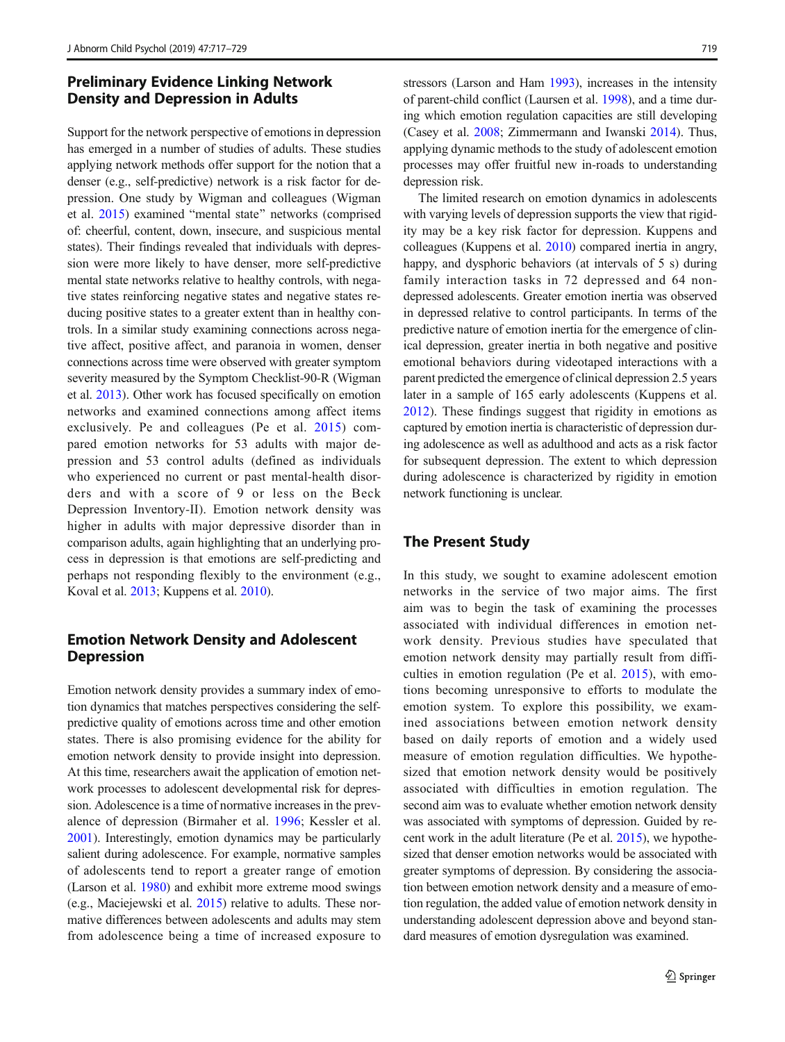## Preliminary Evidence Linking Network Density and Depression in Adults

Support for the network perspective of emotions in depression has emerged in a number of studies of adults. These studies applying network methods offer support for the notion that a denser (e.g., self-predictive) network is a risk factor for depression. One study by Wigman and colleagues (Wigman et al. 2015) examined "mental state" networks (comprised of: cheerful, content, down, insecure, and suspicious mental states). Their findings revealed that individuals with depression were more likely to have denser, more self-predictive mental state networks relative to healthy controls, with negative states reinforcing negative states and negative states reducing positive states to a greater extent than in healthy controls. In a similar study examining connections across negative affect, positive affect, and paranoia in women, denser connections across time were observed with greater symptom severity measured by the Symptom Checklist-90-R (Wigman et al. 2013). Other work has focused specifically on emotion networks and examined connections among affect items exclusively. Pe and colleagues (Pe et al. 2015) compared emotion networks for 53 adults with major depression and 53 control adults (defined as individuals who experienced no current or past mental-health disorders and with a score of 9 or less on the Beck Depression Inventory-II). Emotion network density was higher in adults with major depressive disorder than in comparison adults, again highlighting that an underlying process in depression is that emotions are self-predicting and perhaps not responding flexibly to the environment (e.g., Koval et al. 2013; Kuppens et al. 2010).

## Emotion Network Density and Adolescent Depression

Emotion network density provides a summary index of emotion dynamics that matches perspectives considering the self-predictive quality of emotions across time and other emotion states. There is also promising evidence for the ability for emotion network density to provide insight into depression. At this time, researchers await the application of emotion network processes to adolescent developmental risk for depression. Adolescence is a time of normative increases in the prevalence of depression (Birmaher et al. 1996; Kessler et al. 2001). Interestingly, emotion dynamics may be particularly salient during adolescence. For example, normative samples of adolescents tend to report a greater range of emotion (Larson et al. 1980) and exhibit more extreme mood swings (e.g., Maciejewski et al. 2015) relative to adults. These normative differences between adolescents and adults may stem from adolescence being a time of increased exposure to stressors (Larson and Ham 1993), increases in the intensity of parent-child conflict (Laursen et al. 1998), and a time during which emotion regulation capacities are still developing (Casey et al. 2008; Zimmermann and Iwanski 2014). Thus, applying dynamic methods to the study of adolescent emotion processes may offer fruitful new in-roads to understanding depression risk.

The limited research on emotion dynamics in adolescents with varying levels of depression supports the view that rigidity may be a key risk factor for depression. Kuppens and colleagues (Kuppens et al. 2010) compared inertia in angry, happy, and dysphoric behaviors (at intervals of 5 s) during family interaction tasks in 72 depressed and 64 non-depressed adolescents. Greater emotion inertia was observed in depressed relative to control participants. In terms of the predictive nature of emotion inertia for the emergence of clinical depression, greater inertia in both negative and positive emotional behaviors during videotaped interactions with a parent predicted the emergence of clinical depression 2.5 years later in a sample of 165 early adolescents (Kuppens et al. 2012). These findings suggest that rigidity in emotions as captured by emotion inertia is characteristic of depression during adolescence as well as adulthood and acts as a risk factor for subsequent depression. The extent to which depression during adolescence is characterized by rigidity in emotion network functioning is unclear.

## The Present Study

In this study, we sought to examine adolescent emotion networks in the service of two major aims. The first aim was to begin the task of examining the processes associated with individual differences in emotion network density. Previous studies have speculated that emotion network density may partially result from difficulties in emotion regulation (Pe et al. 2015), with emotions becoming unresponsive to efforts to modulate the emotion system. To explore this possibility, we examined associations between emotion network density based on daily reports of emotion and a widely used measure of emotion regulation difficulties. We hypothesized that emotion network density would be positively associated with difficulties in emotion regulation. The second aim was to evaluate whether emotion network density was associated with symptoms of depression. Guided by recent work in the adult literature (Pe et al. 2015), we hypothesized that denser emotion networks would be associated with greater symptoms of depression. By considering the association between emotion network density and a measure of emotion regulation, the added value of emotion network density in understanding adolescent depression above and beyond standard measures of emotion dysregulation was examined.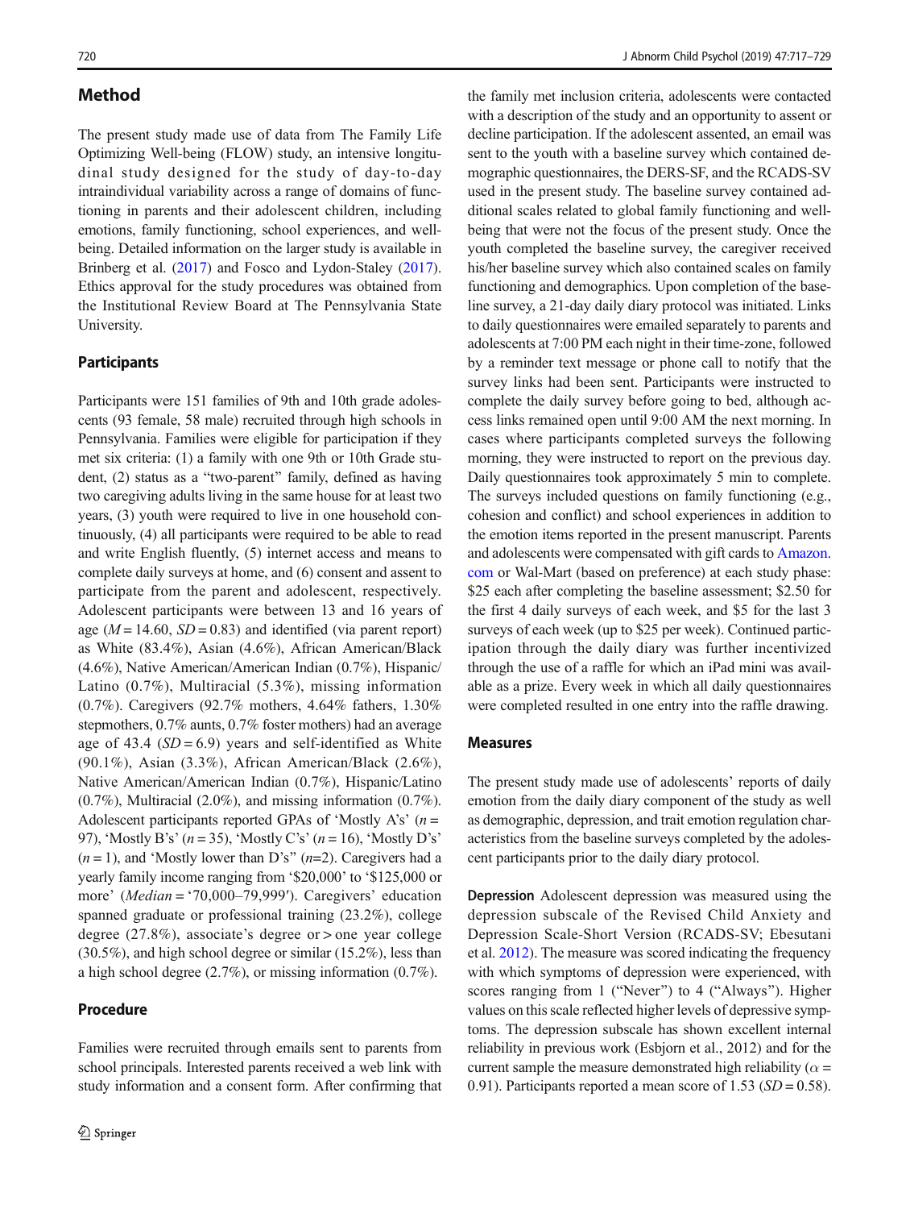## Method

The present study made use of data from The Family Life Optimizing Well-being (FLOW) study, an intensive longitudinal study designed for the study of day-to-day intraindividual variability across a range of domains of functioning in parents and their adolescent children, including emotions, family functioning, school experiences, and well-being. Detailed information on the larger study is available in Brinberg et al. (2017) and Fosco and Lydon-Staley (2017). Ethics approval for the study procedures was obtained from the Institutional Review Board at The Pennsylvania State University.

### Participants

Participants were 151 families of 9th and 10th grade adolescents (93 female, 58 male) recruited through high schools in Pennsylvania. Families were eligible for participation if they met six criteria: (1) a family with one 9th or 10th Grade student, (2) status as a "two-parent" family, defined as having two caregiving adults living in the same house for at least two years, (3) youth were required to live in one household continuously, (4) all participants were required to be able to read and write English fluently, (5) internet access and means to complete daily surveys at home, and (6) consent and assent to participate from the parent and adolescent, respectively. Adolescent participants were between 13 and 16 years of age ($M = 14.60$, $SD = 0.83$) and identified (via parent report) as White (83.4%), Asian (4.6%), African American/Black (4.6%), Native American/American Indian (0.7%), Hispanic/Latino (0.7%), Multiracial (5.3%), missing information (0.7%). Caregivers (92.7% mothers, 4.64% fathers, 1.30% stepmothers, 0.7% aunts, 0.7% foster mothers) had an average age of 43.4 ($SD = 6.9$) years and self-identified as White (90.1%), Asian (3.3%), African American/Black (2.6%), Native American/American Indian (0.7%), Hispanic/Latino (0.7%), Multiracial (2.0%), and missing information (0.7%). Adolescent participants reported GPAs of 'Mostly A's' ($n = 97$), 'Mostly B's' ($n = 35$), 'Mostly C's' ($n = 16$), 'Mostly D's' ($n = 1$), and 'Mostly lower than D's" ($n$=2). Caregivers had a yearly family income ranging from '$20,000' to '$125,000 or more' (*Median* = '70,000–79,999′). Caregivers' education spanned graduate or professional training (23.2%), college degree (27.8%), associate's degree or > one year college (30.5%), and high school degree or similar (15.2%), less than a high school degree (2.7%), or missing information (0.7%).

### Procedure

Families were recruited through emails sent to parents from school principals. Interested parents received a web link with study information and a consent form. After confirming that the family met inclusion criteria, adolescents were contacted with a description of the study and an opportunity to assent or decline participation. If the adolescent assented, an email was sent to the youth with a baseline survey which contained demographic questionnaires, the DERS-SF, and the RCADS-SV used in the present study. The baseline survey contained additional scales related to global family functioning and well-being that were not the focus of the present study. Once the youth completed the baseline survey, the caregiver received his/her baseline survey which also contained scales on family functioning and demographics. Upon completion of the baseline survey, a 21-day daily diary protocol was initiated. Links to daily questionnaires were emailed separately to parents and adolescents at 7:00 PM each night in their time-zone, followed by a reminder text message or phone call to notify that the survey links had been sent. Participants were instructed to complete the daily survey before going to bed, although access links remained open until 9:00 AM the next morning. In cases where participants completed surveys the following morning, they were instructed to report on the previous day. Daily questionnaires took approximately 5 min to complete. The surveys included questions on family functioning (e.g., cohesion and conflict) and school experiences in addition to the emotion items reported in the present manuscript. Parents and adolescents were compensated with gift cards to Amazon.com or Wal-Mart (based on preference) at each study phase: $25 each after completing the baseline assessment; $2.50 for the first 4 daily surveys of each week, and $5 for the last 3 surveys of each week (up to $25 per week). Continued participation through the daily diary was further incentivized through the use of a raffle for which an iPad mini was available as a prize. Every week in which all daily questionnaires were completed resulted in one entry into the raffle drawing.

### Measures

The present study made use of adolescents' reports of daily emotion from the daily diary component of the study as well as demographic, depression, and trait emotion regulation characteristics from the baseline surveys completed by the adolescent participants prior to the daily diary protocol.

**Depression** Adolescent depression was measured using the depression subscale of the Revised Child Anxiety and Depression Scale-Short Version (RCADS-SV; Ebesutani et al. 2012). The measure was scored indicating the frequency with which symptoms of depression were experienced, with scores ranging from 1 ("Never") to 4 ("Always"). Higher values on this scale reflected higher levels of depressive symptoms. The depression subscale has shown excellent internal reliability in previous work (Esbjorn et al., 2012) and for the current sample the measure demonstrated high reliability ($\alpha = 0.91$). Participants reported a mean score of 1.53 ($SD = 0.58$).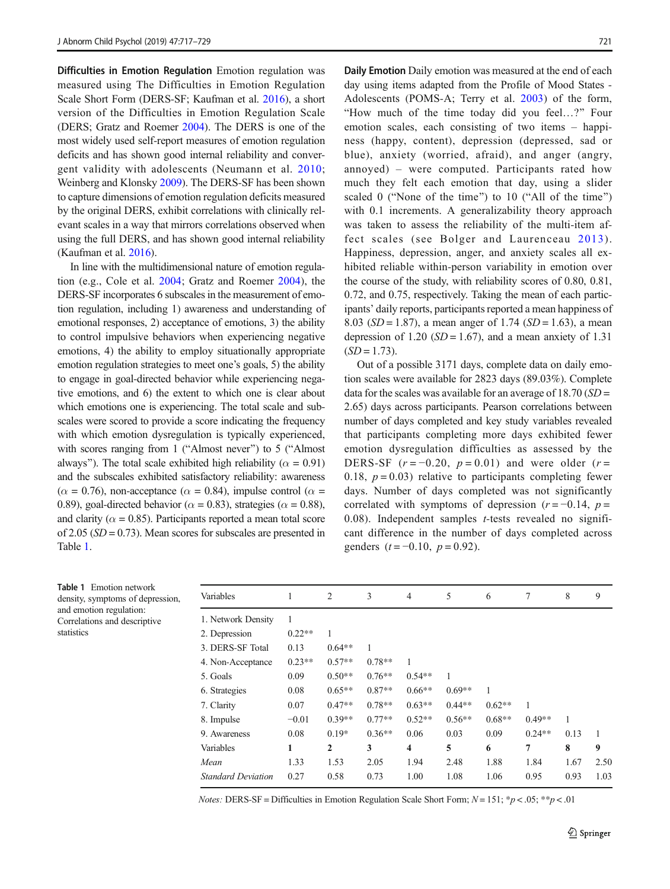**Difficulties in Emotion Regulation** Emotion regulation was measured using The Difficulties in Emotion Regulation Scale Short Form (DERS-SF; Kaufman et al. 2016), a short version of the Difficulties in Emotion Regulation Scale (DERS; Gratz and Roemer 2004). The DERS is one of the most widely used self-report measures of emotion regulation deficits and has shown good internal reliability and convergent validity with adolescents (Neumann et al. 2010; Weinberg and Klonsky 2009). The DERS-SF has been shown to capture dimensions of emotion regulation deficits measured by the original DERS, exhibit correlations with clinically relevant scales in a way that mirrors correlations observed when using the full DERS, and has shown good internal reliability (Kaufman et al. 2016).

In line with the multidimensional nature of emotion regulation (e.g., Cole et al. 2004; Gratz and Roemer 2004), the DERS-SF incorporates 6 subscales in the measurement of emotion regulation, including 1) awareness and understanding of emotional responses, 2) acceptance of emotions, 3) the ability to control impulsive behaviors when experiencing negative emotions, 4) the ability to employ situationally appropriate emotion regulation strategies to meet one's goals, 5) the ability to engage in goal-directed behavior while experiencing negative emotions, and 6) the extent to which one is clear about which emotions one is experiencing. The total scale and subscales were scored to provide a score indicating the frequency with which emotion dysregulation is typically experienced, with scores ranging from 1 ("Almost never") to 5 ("Almost always"). The total scale exhibited high reliability ($\alpha$ = 0.91) and the subscales exhibited satisfactory reliability: awareness ($\alpha$ = 0.76), non-acceptance ($\alpha$ = 0.84), impulse control ($\alpha$ = 0.89), goal-directed behavior ($\alpha$ = 0.83), strategies ($\alpha$ = 0.88), and clarity ($\alpha$ = 0.85). Participants reported a mean total score of 2.05 (*SD* = 0.73). Mean scores for subscales are presented in Table 1.

**Daily Emotion** Daily emotion was measured at the end of each day using items adapted from the Profile of Mood States - Adolescents (POMS-A; Terry et al. 2003) of the form, "How much of the time today did you feel…?" Four emotion scales, each consisting of two items – happiness (happy, content), depression (depressed, sad or blue), anxiety (worried, afraid), and anger (angry, annoyed) – were computed. Participants rated how much they felt each emotion that day, using a slider scaled 0 ("None of the time") to 10 ("All of the time") with 0.1 increments. A generalizability theory approach was taken to assess the reliability of the multi-item affect scales (see Bolger and Laurenceau 2013). Happiness, depression, anger, and anxiety scales all exhibited reliable within-person variability in emotion over the course of the study, with reliability scores of 0.80, 0.81, 0.72, and 0.75, respectively. Taking the mean of each participants' daily reports, participants reported a mean happiness of 8.03 (*SD* = 1.87), a mean anger of 1.74 (*SD* = 1.63), a mean depression of 1.20 (*SD* = 1.67), and a mean anxiety of 1.31 (*SD* = 1.73).

Out of a possible 3171 days, complete data on daily emotion scales were available for 2823 days (89.03%). Complete data for the scales was available for an average of 18.70 (*SD* = 2.65) days across participants. Pearson correlations between number of days completed and key study variables revealed that participants completing more days exhibited fewer emotion dysregulation difficulties as assessed by the DERS-SF ($r = -0.20$, $p = 0.01$) and were older ($r = 0.18$, $p = 0.03$) relative to participants completing fewer days. Number of days completed was not significantly correlated with symptoms of depression ($r = -0.14$, $p = 0.08$). Independent samples *t*-tests revealed no significant difference in the number of days completed across genders ($t = -0.10$, $p = 0.92$).

**Table 1** Emotion network density, symptoms of depression, and emotion regulation: Correlations and descriptive statistics

| Variables | 1 | 2 | 3 | 4 | 5 | 6 | 7 | 8 | 9 |
|---|---|---|---|---|---|---|---|---|---|
| 1. Network Density | 1 | | | | | | | | |
| 2. Depression | 0.22** | 1 | | | | | | | |
| 3. DERS-SF Total | 0.13 | 0.64** | 1 | | | | | | |
| 4. Non-Acceptance | 0.23** | 0.57** | 0.78** | 1 | | | | | |
| 5. Goals | 0.09 | 0.50** | 0.76** | 0.54** | 1 | | | | |
| 6. Strategies | 0.08 | 0.65** | 0.87** | 0.66** | 0.69** | 1 | | | |
| 7. Clarity | 0.07 | 0.47** | 0.78** | 0.63** | 0.44** | 0.62** | 1 | | |
| 8. Impulse | −0.01 | 0.39** | 0.77** | 0.52** | 0.56** | 0.68** | 0.49** | 1 | |
| 9. Awareness | 0.08 | 0.19* | 0.36** | 0.06 | 0.03 | 0.09 | 0.24** | 0.13 | 1 |
| Variables | **1** | **2** | **3** | **4** | **5** | **6** | **7** | **8** | **9** |
| *Mean* | 1.33 | 1.53 | 2.05 | 1.94 | 2.48 | 1.88 | 1.84 | 1.67 | 2.50 |
| *Standard Deviation* | 0.27 | 0.58 | 0.73 | 1.00 | 1.08 | 1.06 | 0.95 | 0.93 | 1.03 |

*Notes:* DERS-SF = Difficulties in Emotion Regulation Scale Short Form; *N* = 151; \**p* < .05; \*\**p* < .01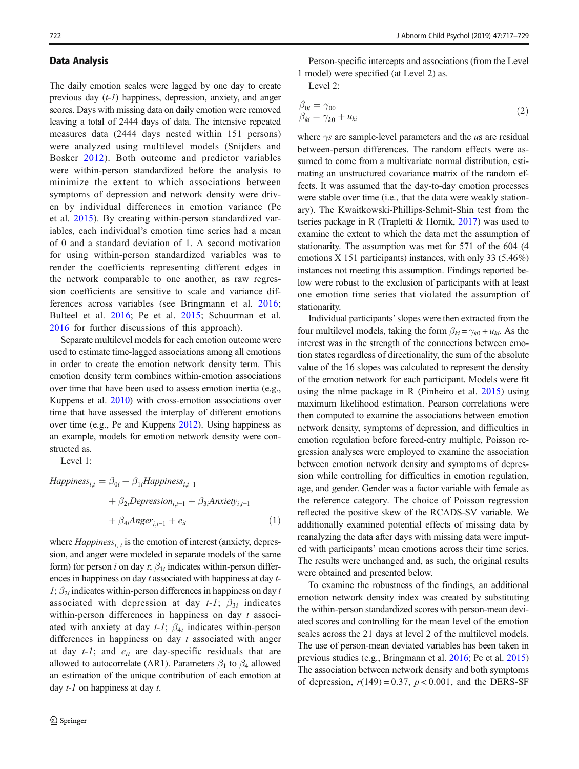## Data Analysis

The daily emotion scales were lagged by one day to create previous day (*t-1*) happiness, depression, anxiety, and anger scores. Days with missing data on daily emotion were removed leaving a total of 2444 days of data. The intensive repeated measures data (2444 days nested within 151 persons) were analyzed using multilevel models (Snijders and Bosker 2012). Both outcome and predictor variables were within-person standardized before the analysis to minimize the extent to which associations between symptoms of depression and network density were driven by individual differences in emotion variance (Pe et al. 2015). By creating within-person standardized variables, each individual's emotion time series had a mean of 0 and a standard deviation of 1. A second motivation for using within-person standardized variables was to render the coefficients representing different edges in the network comparable to one another, as raw regression coefficients are sensitive to scale and variance differences across variables (see Bringmann et al. 2016; Bulteel et al. 2016; Pe et al. 2015; Schuurman et al. 2016 for further discussions of this approach).

Separate multilevel models for each emotion outcome were used to estimate time-lagged associations among all emotions in order to create the emotion network density term. This emotion density term combines within-emotion associations over time that have been used to assess emotion inertia (e.g., Kuppens et al. 2010) with cross-emotion associations over time that have assessed the interplay of different emotions over time (e.g., Pe and Kuppens 2012). Using happiness as an example, models for emotion network density were constructed as.

Level 1:

$$
\begin{aligned}
Happiness_{i,t} = \beta_{0i} &+ \beta_{1i}Happiness_{i,t-1} \\
&+ \beta_{2i}Depression_{i,t-1} + \beta_{3i}Anxiety_{i,t-1} \\
&+ \beta_{4i}Anger_{i,t-1} + e_{it}
\end{aligned} \tag{1}
$$

where $Happiness_{i,\,t}$ is the emotion of interest (anxiety, depression, and anger were modeled in separate models of the same form) for person $i$ on day $t$; $\beta_{1i}$ indicates within-person differences in happiness on day $t$ associated with happiness at day *t-1*; $\beta_{2i}$ indicates within-person differences in happiness on day $t$ associated with depression at day *t-1*; $\beta_{3i}$ indicates within-person differences in happiness on day $t$ associated with anxiety at day *t-1*; $\beta_{4i}$ indicates within-person differences in happiness on day $t$ associated with anger at day *t-1*; and $e_{it}$ are day-specific residuals that are allowed to autocorrelate (AR1). Parameters $\beta_1$ to $\beta_4$ allowed an estimation of the unique contribution of each emotion at day *t-1* on happiness at day *t*.

Person-specific intercepts and associations (from the Level 1 model) were specified (at Level 2) as.

Level 2:

$$
\begin{aligned}
\beta_{0i} &= \gamma_{00} \\
\beta_{ki} &= \gamma_{k0} + u_{ki}
\end{aligned} \tag{2}
$$

where $\gamma$s are sample-level parameters and the $u$s are residual between-person differences. The random effects were assumed to come from a multivariate normal distribution, estimating an unstructured covariance matrix of the random effects. It was assumed that the day-to-day emotion processes were stable over time (i.e., that the data were weakly stationary). The Kwaitkowski-Phillips-Schmit-Shin test from the tseries package in R (Trapletti & Hornik, 2017) was used to examine the extent to which the data met the assumption of stationarity. The assumption was met for 571 of the 604 (4 emotions X 151 participants) instances, with only 33 (5.46%) instances not meeting this assumption. Findings reported below were robust to the exclusion of participants with at least one emotion time series that violated the assumption of stationarity.

Individual participants' slopes were then extracted from the four multilevel models, taking the form $\beta_{ki} = \gamma_{k0} + u_{ki}$. As the interest was in the strength of the connections between emotion states regardless of directionality, the sum of the absolute value of the 16 slopes was calculated to represent the density of the emotion network for each participant. Models were fit using the nlme package in R (Pinheiro et al. 2015) using maximum likelihood estimation. Pearson correlations were then computed to examine the associations between emotion network density, symptoms of depression, and difficulties in emotion regulation before forced-entry multiple, Poisson regression analyses were employed to examine the association between emotion network density and symptoms of depression while controlling for difficulties in emotion regulation, age, and gender. Gender was a factor variable with female as the reference category. The choice of Poisson regression reflected the positive skew of the RCADS-SV variable. We additionally examined potential effects of missing data by reanalyzing the data after days with missing data were imputed with participants' mean emotions across their time series. The results were unchanged and, as such, the original results were obtained and presented below.

To examine the robustness of the findings, an additional emotion network density index was created by substituting the within-person standardized scores with person-mean deviated scores and controlling for the mean level of the emotion scales across the 21 days at level 2 of the multilevel models. The use of person-mean deviated variables has been taken in previous studies (e.g., Bringmann et al. 2016; Pe et al. 2015) The association between network density and both symptoms of depression, $r(149) = 0.37$, $p < 0.001$, and the DERS-SF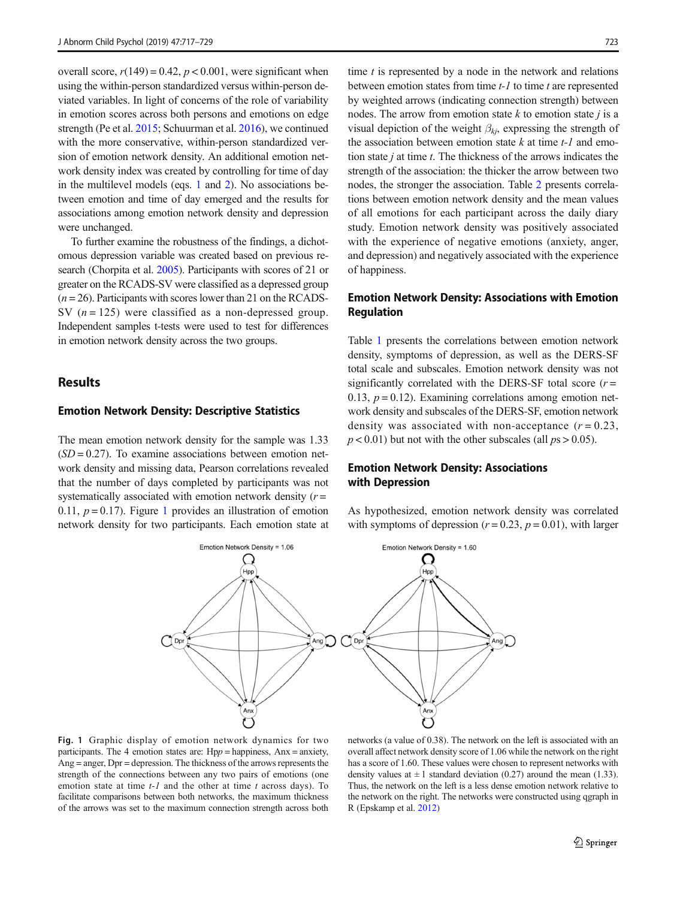overall score, $r(149) = 0.42$, $p < 0.001$, were significant when using the within-person standardized versus within-person deviated variables. In light of concerns of the role of variability in emotion scores across both persons and emotions on edge strength (Pe et al. 2015; Schuurman et al. 2016), we continued with the more conservative, within-person standardized version of emotion network density. An additional emotion network density index was created by controlling for time of day in the multilevel models (eqs. 1 and 2). No associations between emotion and time of day emerged and the results for associations among emotion network density and depression were unchanged.

To further examine the robustness of the findings, a dichotomous depression variable was created based on previous research (Chorpita et al. 2005). Participants with scores of 21 or greater on the RCADS-SV were classified as a depressed group ($n = 26$). Participants with scores lower than 21 on the RCADS-SV ($n = 125$) were classified as a non-depressed group. Independent samples t-tests were used to test for differences in emotion network density across the two groups.

## Results

### Emotion Network Density: Descriptive Statistics

The mean emotion network density for the sample was 1.33 ($SD = 0.27$). To examine associations between emotion network density and missing data, Pearson correlations revealed that the number of days completed by participants was not systematically associated with emotion network density ($r = 0.11$, $p = 0.17$). Figure 1 provides an illustration of emotion network density for two participants. Each emotion state at time $t$ is represented by a node in the network and relations between emotion states from time $t\text{-}1$ to time $t$ are represented by weighted arrows (indicating connection strength) between nodes. The arrow from emotion state $k$ to emotion state $j$ is a visual depiction of the weight $\beta_{kj}$, expressing the strength of the association between emotion state $k$ at time $t\text{-}1$ and emotion state $j$ at time $t$. The thickness of the arrows indicates the strength of the association: the thicker the arrow between two nodes, the stronger the association. Table 2 presents correlations between emotion network density and the mean values of all emotions for each participant across the daily diary study. Emotion network density was positively associated with the experience of negative emotions (anxiety, anger, and depression) and negatively associated with the experience of happiness.

### Emotion Network Density: Associations with Emotion Regulation

Table 1 presents the correlations between emotion network density, symptoms of depression, as well as the DERS-SF total scale and subscales. Emotion network density was not significantly correlated with the DERS-SF total score ($r = 0.13$, $p = 0.12$). Examining correlations among emotion network density and subscales of the DERS-SF, emotion network density was associated with non-acceptance ($r = 0.23$, $p < 0.01$) but not with the other subscales (all $ps > 0.05$).

### Emotion Network Density: Associations with Depression

As hypothesized, emotion network density was correlated with symptoms of depression ($r = 0.23$, $p = 0.01$), with larger

Emotion Network Density = 1.06

Emotion Network Density = 1.60

Hpp Dpr Ang Anx

Hpp Dpr Ang Anx

**Fig. 1** Graphic display of emotion network dynamics for two participants. The 4 emotion states are: Hpp = happiness, Anx = anxiety, Ang = anger, Dpr = depression. The thickness of the arrows represents the strength of the connections between any two pairs of emotions (one emotion state at time $t\text{-}1$ and the other at time $t$ across days). To facilitate comparisons between both networks, the maximum thickness of the arrows was set to the maximum connection strength across both networks (a value of 0.38). The network on the left is associated with an overall affect network density score of 1.06 while the network on the right has a score of 1.60. These values were chosen to represent networks with density values at ± 1 standard deviation (0.27) around the mean (1.33). Thus, the network on the left is a less dense emotion network relative to the network on the right. The networks were constructed using qgraph in R (Epskamp et al. 2012)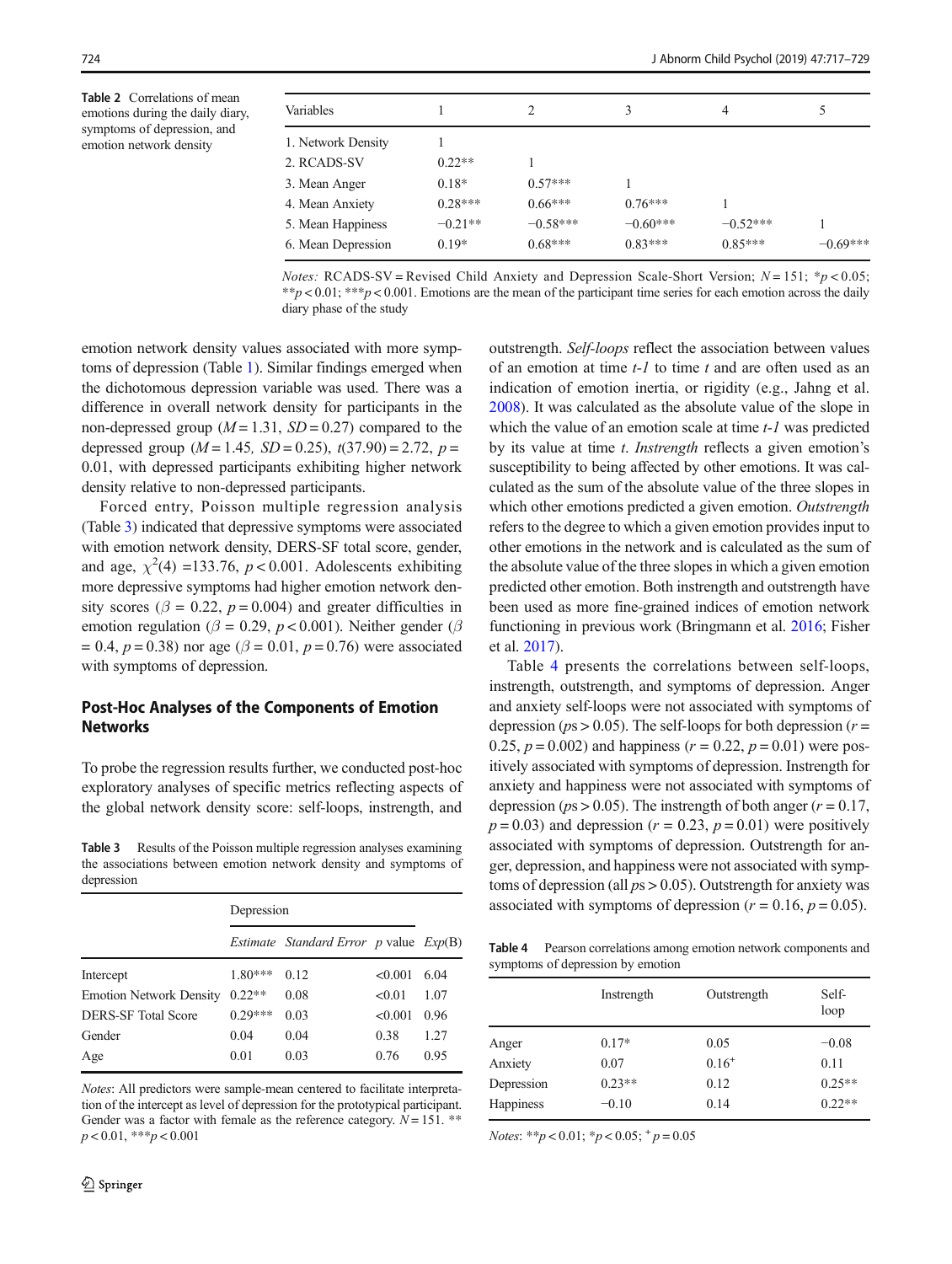Table 2 Correlations of mean emotions during the daily diary, symptoms of depression, and emotion network density

| Variables | 1 | 2 | 3 | 4 | 5 |
|---|---|---|---|---|---|
| 1. Network Density | 1 | | | | |
| 2. RCADS-SV | 0.22** | 1 | | | |
| 3. Mean Anger | 0.18* | 0.57*** | 1 | | |
| 4. Mean Anxiety | 0.28*** | 0.66*** | 0.76*** | 1 | |
| 5. Mean Happiness | −0.21** | −0.58*** | −0.60*** | −0.52*** | 1 |
| 6. Mean Depression | 0.19* | 0.68*** | 0.83*** | 0.85*** | −0.69*** |

*Notes:* RCADS-SV = Revised Child Anxiety and Depression Scale-Short Version; $N = 151$; *$p < 0.05$; **$p < 0.01$; ***$p < 0.001$. Emotions are the mean of the participant time series for each emotion across the daily diary phase of the study

emotion network density values associated with more symptoms of depression (Table 1). Similar findings emerged when the dichotomous depression variable was used. There was a difference in overall network density for participants in the non-depressed group ($M = 1.31$, $SD = 0.27$) compared to the depressed group ($M = 1.45$, $SD = 0.25$), $t(37.90) = 2.72$, $p = 0.01$, with depressed participants exhibiting higher network density relative to non-depressed participants.

Forced entry, Poisson multiple regression analysis (Table 3) indicated that depressive symptoms were associated with emotion network density, DERS-SF total score, gender, and age, $\chi^2(4) = 133.76$, $p < 0.001$. Adolescents exhibiting more depressive symptoms had higher emotion network density scores ($\beta = 0.22$, $p = 0.004$) and greater difficulties in emotion regulation ($\beta = 0.29$, $p < 0.001$). Neither gender ($\beta = 0.4$, $p = 0.38$) nor age ($\beta = 0.01$, $p = 0.76$) were associated with symptoms of depression.

## Post-Hoc Analyses of the Components of Emotion Networks

To probe the regression results further, we conducted post-hoc exploratory analyses of specific metrics reflecting aspects of the global network density score: self-loops, instrength, and outstrength. *Self-loops* reflect the association between values of an emotion at time *t-1* to time *t* and are often used as an indication of emotion inertia, or rigidity (e.g., Jahng et al. 2008). It was calculated as the absolute value of the slope in which the value of an emotion scale at time *t-1* was predicted by its value at time *t*. *Instrength* reflects a given emotion's susceptibility to being affected by other emotions. It was calculated as the sum of the absolute value of the three slopes in which other emotions predicted a given emotion. *Outstrength* refers to the degree to which a given emotion provides input to other emotions in the network and is calculated as the sum of the absolute value of the three slopes in which a given emotion predicted other emotion. Both instrength and outstrength have been used as more fine-grained indices of emotion network functioning in previous work (Bringmann et al. 2016; Fisher et al. 2017).

Table 4 presents the correlations between self-loops, instrength, outstrength, and symptoms of depression. Anger and anxiety self-loops were not associated with symptoms of depression ($ps > 0.05$). The self-loops for both depression ($r = 0.25$, $p = 0.002$) and happiness ($r = 0.22$, $p = 0.01$) were positively associated with symptoms of depression. Instrength for anxiety and happiness were not associated with symptoms of depression ($ps > 0.05$). The instrength of both anger ($r = 0.17$, $p = 0.03$) and depression ($r = 0.23$, $p = 0.01$) were positively associated with symptoms of depression. Outstrength for anger, depression, and happiness were not associated with symptoms of depression (all $ps > 0.05$). Outstrength for anxiety was associated with symptoms of depression ($r = 0.16$, $p = 0.05$).

Table 3 Results of the Poisson multiple regression analyses examining the associations between emotion network density and symptoms of depression

| | Depression | | | |
|---|---|---|---|---|
| | *Estimate* | *Standard Error* | *p* value | *Exp*(B) |
| Intercept | 1.80*** | 0.12 | <0.001 | 6.04 |
| Emotion Network Density | 0.22** | 0.08 | <0.01 | 1.07 |
| DERS-SF Total Score | 0.29*** | 0.03 | <0.001 | 0.96 |
| Gender | 0.04 | 0.04 | 0.38 | 1.27 |
| Age | 0.01 | 0.03 | 0.76 | 0.95 |

*Notes*: All predictors were sample-mean centered to facilitate interpretation of the intercept as level of depression for the prototypical participant. Gender was a factor with female as the reference category. $N = 151$. **$p < 0.01$, ***$p < 0.001$

Table 4 Pearson correlations among emotion network components and symptoms of depression by emotion

| | Instrength | Outstrength | Self-loop |
|---|---|---|---|
| Anger | 0.17* | 0.05 | −0.08 |
| Anxiety | 0.07 | 0.16+ | 0.11 |
| Depression | 0.23** | 0.12 | 0.25** |
| Happiness | −0.10 | 0.14 | 0.22** |

*Notes*: **$p < 0.01$; *$p < 0.05$; + $p = 0.05$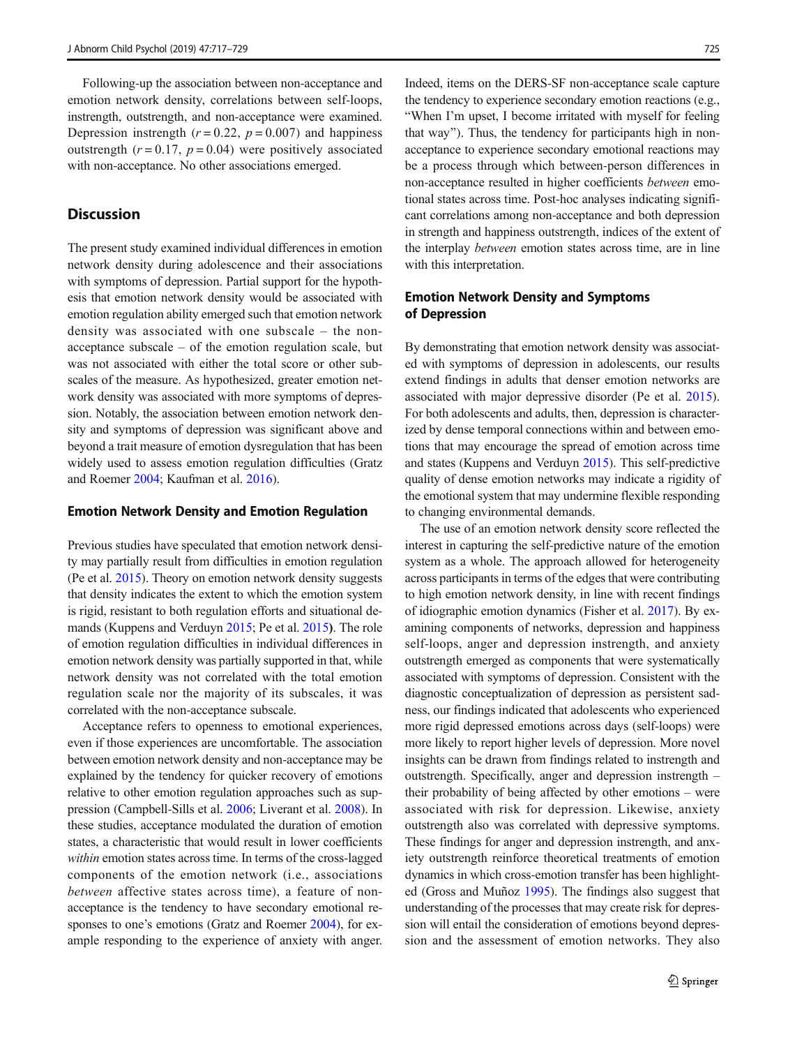Following-up the association between non-acceptance and emotion network density, correlations between self-loops, instrength, outstrength, and non-acceptance were examined. Depression instrength ($r = 0.22$, $p = 0.007$) and happiness outstrength ($r = 0.17$, $p = 0.04$) were positively associated with non-acceptance. No other associations emerged.

## Discussion

The present study examined individual differences in emotion network density during adolescence and their associations with symptoms of depression. Partial support for the hypothesis that emotion network density would be associated with emotion regulation ability emerged such that emotion network density was associated with one subscale – the non-acceptance subscale – of the emotion regulation scale, but was not associated with either the total score or other subscales of the measure. As hypothesized, greater emotion network density was associated with more symptoms of depression. Notably, the association between emotion network density and symptoms of depression was significant above and beyond a trait measure of emotion dysregulation that has been widely used to assess emotion regulation difficulties (Gratz and Roemer 2004; Kaufman et al. 2016).

### Emotion Network Density and Emotion Regulation

Previous studies have speculated that emotion network density may partially result from difficulties in emotion regulation (Pe et al. 2015). Theory on emotion network density suggests that density indicates the extent to which the emotion system is rigid, resistant to both regulation efforts and situational demands (Kuppens and Verduyn 2015; Pe et al. 2015). The role of emotion regulation difficulties in individual differences in emotion network density was partially supported in that, while network density was not correlated with the total emotion regulation scale nor the majority of its subscales, it was correlated with the non-acceptance subscale.

Acceptance refers to openness to emotional experiences, even if those experiences are uncomfortable. The association between emotion network density and non-acceptance may be explained by the tendency for quicker recovery of emotions relative to other emotion regulation approaches such as suppression (Campbell-Sills et al. 2006; Liverant et al. 2008). In these studies, acceptance modulated the duration of emotion states, a characteristic that would result in lower coefficients *within* emotion states across time. In terms of the cross-lagged components of the emotion network (i.e., associations *between* affective states across time), a feature of non-acceptance is the tendency to have secondary emotional responses to one's emotions (Gratz and Roemer 2004), for example responding to the experience of anxiety with anger. Indeed, items on the DERS-SF non-acceptance scale capture the tendency to experience secondary emotion reactions (e.g., "When I'm upset, I become irritated with myself for feeling that way"). Thus, the tendency for participants high in non-acceptance to experience secondary emotional reactions may be a process through which between-person differences in non-acceptance resulted in higher coefficients *between* emotional states across time. Post-hoc analyses indicating significant correlations among non-acceptance and both depression in strength and happiness outstrength, indices of the extent of the interplay *between* emotion states across time, are in line with this interpretation.

### Emotion Network Density and Symptoms of Depression

By demonstrating that emotion network density was associated with symptoms of depression in adolescents, our results extend findings in adults that denser emotion networks are associated with major depressive disorder (Pe et al. 2015). For both adolescents and adults, then, depression is characterized by dense temporal connections within and between emotions that may encourage the spread of emotion across time and states (Kuppens and Verduyn 2015). This self-predictive quality of dense emotion networks may indicate a rigidity of the emotional system that may undermine flexible responding to changing environmental demands.

The use of an emotion network density score reflected the interest in capturing the self-predictive nature of the emotion system as a whole. The approach allowed for heterogeneity across participants in terms of the edges that were contributing to high emotion network density, in line with recent findings of idiographic emotion dynamics (Fisher et al. 2017). By examining components of networks, depression and happiness self-loops, anger and depression instrength, and anxiety outstrength emerged as components that were systematically associated with symptoms of depression. Consistent with the diagnostic conceptualization of depression as persistent sadness, our findings indicated that adolescents who experienced more rigid depressed emotions across days (self-loops) were more likely to report higher levels of depression. More novel insights can be drawn from findings related to instrength and outstrength. Specifically, anger and depression instrength – their probability of being affected by other emotions – were associated with risk for depression. Likewise, anxiety outstrength also was correlated with depressive symptoms. These findings for anger and depression instrength, and anxiety outstrength reinforce theoretical treatments of emotion dynamics in which cross-emotion transfer has been highlighted (Gross and Muñoz 1995). The findings also suggest that understanding of the processes that may create risk for depression will entail the consideration of emotions beyond depression and the assessment of emotion networks. They also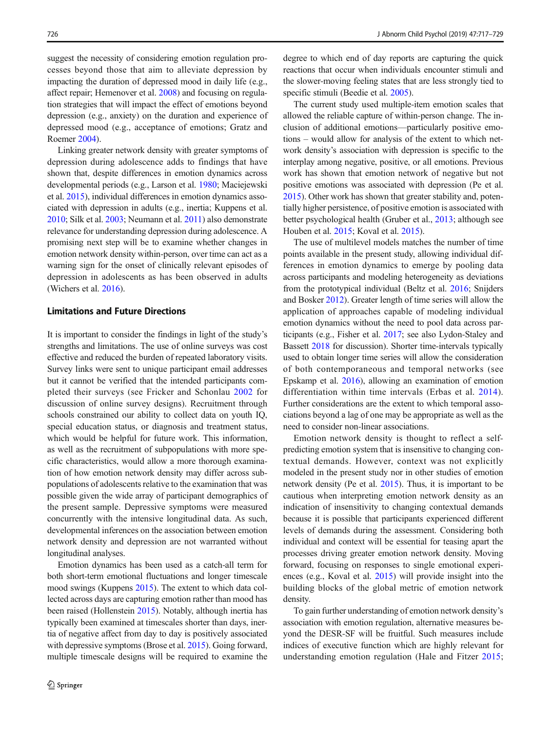suggest the necessity of considering emotion regulation processes beyond those that aim to alleviate depression by impacting the duration of depressed mood in daily life (e.g., affect repair; Hemenover et al. 2008) and focusing on regulation strategies that will impact the effect of emotions beyond depression (e.g., anxiety) on the duration and experience of depressed mood (e.g., acceptance of emotions; Gratz and Roemer 2004).

Linking greater network density with greater symptoms of depression during adolescence adds to findings that have shown that, despite differences in emotion dynamics across developmental periods (e.g., Larson et al. 1980; Maciejewski et al. 2015), individual differences in emotion dynamics associated with depression in adults (e.g., inertia; Kuppens et al. 2010; Silk et al. 2003; Neumann et al. 2011) also demonstrate relevance for understanding depression during adolescence. A promising next step will be to examine whether changes in emotion network density within-person, over time can act as a warning sign for the onset of clinically relevant episodes of depression in adolescents as has been observed in adults (Wichers et al. 2016).

## Limitations and Future Directions

It is important to consider the findings in light of the study's strengths and limitations. The use of online surveys was cost effective and reduced the burden of repeated laboratory visits. Survey links were sent to unique participant email addresses but it cannot be verified that the intended participants completed their surveys (see Fricker and Schonlau 2002 for discussion of online survey designs). Recruitment through schools constrained our ability to collect data on youth IQ, special education status, or diagnosis and treatment status, which would be helpful for future work. This information, as well as the recruitment of subpopulations with more specific characteristics, would allow a more thorough examination of how emotion network density may differ across subpopulations of adolescents relative to the examination that was possible given the wide array of participant demographics of the present sample. Depressive symptoms were measured concurrently with the intensive longitudinal data. As such, developmental inferences on the association between emotion network density and depression are not warranted without longitudinal analyses.

Emotion dynamics has been used as a catch-all term for both short-term emotional fluctuations and longer timescale mood swings (Kuppens 2015). The extent to which data collected across days are capturing emotion rather than mood has been raised (Hollenstein 2015). Notably, although inertia has typically been examined at timescales shorter than days, inertia of negative affect from day to day is positively associated with depressive symptoms (Brose et al. 2015). Going forward, multiple timescale designs will be required to examine the degree to which end of day reports are capturing the quick reactions that occur when individuals encounter stimuli and the slower-moving feeling states that are less strongly tied to specific stimuli (Beedie et al. 2005).

The current study used multiple-item emotion scales that allowed the reliable capture of within-person change. The inclusion of additional emotions—particularly positive emotions – would allow for analysis of the extent to which network density's association with depression is specific to the interplay among negative, positive, or all emotions. Previous work has shown that emotion network of negative but not positive emotions was associated with depression (Pe et al. 2015). Other work has shown that greater stability and, potentially higher persistence, of positive emotion is associated with better psychological health (Gruber et al., 2013; although see Houben et al. 2015; Koval et al. 2015).

The use of multilevel models matches the number of time points available in the present study, allowing individual differences in emotion dynamics to emerge by pooling data across participants and modeling heterogeneity as deviations from the prototypical individual (Beltz et al. 2016; Snijders and Bosker 2012). Greater length of time series will allow the application of approaches capable of modeling individual emotion dynamics without the need to pool data across participants (e.g., Fisher et al. 2017; see also Lydon-Staley and Bassett 2018 for discussion). Shorter time-intervals typically used to obtain longer time series will allow the consideration of both contemporaneous and temporal networks (see Epskamp et al. 2016), allowing an examination of emotion differentiation within time intervals (Erbas et al. 2014). Further considerations are the extent to which temporal associations beyond a lag of one may be appropriate as well as the need to consider non-linear associations.

Emotion network density is thought to reflect a self-predicting emotion system that is insensitive to changing contextual demands. However, context was not explicitly modeled in the present study nor in other studies of emotion network density (Pe et al. 2015). Thus, it is important to be cautious when interpreting emotion network density as an indication of insensitivity to changing contextual demands because it is possible that participants experienced different levels of demands during the assessment. Considering both individual and context will be essential for teasing apart the processes driving greater emotion network density. Moving forward, focusing on responses to single emotional experiences (e.g., Koval et al. 2015) will provide insight into the building blocks of the global metric of emotion network density.

To gain further understanding of emotion network density's association with emotion regulation, alternative measures beyond the DESR-SF will be fruitful. Such measures include indices of executive function which are highly relevant for understanding emotion regulation (Hale and Fitzer 2015;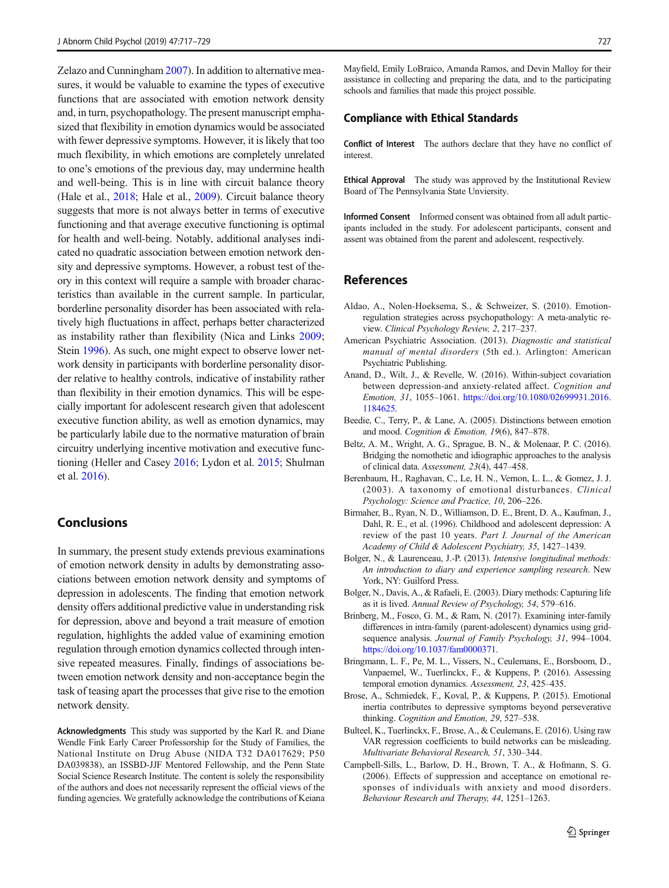Zelazo and Cunningham 2007). In addition to alternative measures, it would be valuable to examine the types of executive functions that are associated with emotion network density and, in turn, psychopathology. The present manuscript emphasized that flexibility in emotion dynamics would be associated with fewer depressive symptoms. However, it is likely that too much flexibility, in which emotions are completely unrelated to one's emotions of the previous day, may undermine health and well-being. This is in line with circuit balance theory (Hale et al., 2018; Hale et al., 2009). Circuit balance theory suggests that more is not always better in terms of executive functioning and that average executive functioning is optimal for health and well-being. Notably, additional analyses indicated no quadratic association between emotion network density and depressive symptoms. However, a robust test of theory in this context will require a sample with broader characteristics than available in the current sample. In particular, borderline personality disorder has been associated with relatively high fluctuations in affect, perhaps better characterized as instability rather than flexibility (Nica and Links 2009; Stein 1996). As such, one might expect to observe lower network density in participants with borderline personality disorder relative to healthy controls, indicative of instability rather than flexibility in their emotion dynamics. This will be especially important for adolescent research given that adolescent executive function ability, as well as emotion dynamics, may be particularly labile due to the normative maturation of brain circuitry underlying incentive motivation and executive functioning (Heller and Casey 2016; Lydon et al. 2015; Shulman et al. 2016).

## Conclusions

In summary, the present study extends previous examinations of emotion network density in adults by demonstrating associations between emotion network density and symptoms of depression in adolescents. The finding that emotion network density offers additional predictive value in understanding risk for depression, above and beyond a trait measure of emotion regulation, highlights the added value of examining emotion regulation through emotion dynamics collected through intensive repeated measures. Finally, findings of associations between emotion network density and non-acceptance begin the task of teasing apart the processes that give rise to the emotion network density.

**Acknowledgments** This study was supported by the Karl R. and Diane Wendle Fink Early Career Professorship for the Study of Families, the National Institute on Drug Abuse (NIDA T32 DA017629; P50 DA039838), an ISSBD-JJF Mentored Fellowship, and the Penn State Social Science Research Institute. The content is solely the responsibility of the authors and does not necessarily represent the official views of the funding agencies. We gratefully acknowledge the contributions of Keiana Mayfield, Emily LoBraico, Amanda Ramos, and Devin Malloy for their assistance in collecting and preparing the data, and to the participating schools and families that made this project possible.

### Compliance with Ethical Standards

**Conflict of Interest** The authors declare that they have no conflict of interest.

**Ethical Approval** The study was approved by the Institutional Review Board of The Pennsylvania State Unviersity.

**Informed Consent** Informed consent was obtained from all adult participants included in the study. For adolescent participants, consent and assent was obtained from the parent and adolescent, respectively.

## References

Aldao, A., Nolen-Hoeksema, S., & Schweizer, S. (2010). Emotion-regulation strategies across psychopathology: A meta-analytic review. *Clinical Psychology Review, 2*, 217–237.

American Psychiatric Association. (2013). *Diagnostic and statistical manual of mental disorders* (5th ed.). Arlington: American Psychiatric Publishing.

Anand, D., Wilt, J., & Revelle, W. (2016). Within-subject covariation between depression-and anxiety-related affect. *Cognition and Emotion, 31*, 1055–1061. https://doi.org/10.1080/02699931.2016.1184625.

Beedie, C., Terry, P., & Lane, A. (2005). Distinctions between emotion and mood. *Cognition & Emotion, 19*(6), 847–878.

Beltz, A. M., Wright, A. G., Sprague, B. N., & Molenaar, P. C. (2016). Bridging the nomothetic and idiographic approaches to the analysis of clinical data. *Assessment, 23*(4), 447–458.

Berenbaum, H., Raghavan, C., Le, H. N., Vernon, L. L., & Gomez, J. J. (2003). A taxonomy of emotional disturbances. *Clinical Psychology: Science and Practice, 10*, 206–226.

Birmaher, B., Ryan, N. D., Williamson, D. E., Brent, D. A., Kaufman, J., Dahl, R. E., et al. (1996). Childhood and adolescent depression: A review of the past 10 years. *Part I. Journal of the American Academy of Child & Adolescent Psychiatry, 35*, 1427–1439.

Bolger, N., & Laurenceau, J.-P. (2013). *Intensive longitudinal methods: An introduction to diary and experience sampling research*. New York, NY: Guilford Press.

Bolger, N., Davis, A., & Rafaeli, E. (2003). Diary methods: Capturing life as it is lived. *Annual Review of Psychology, 54*, 579–616.

Brinberg, M., Fosco, G. M., & Ram, N. (2017). Examining inter-family differences in intra-family (parent-adolescent) dynamics using grid-sequence analysis. *Journal of Family Psychology, 31*, 994–1004. https://doi.org/10.1037/fam0000371.

Bringmann, L. F., Pe, M. L., Vissers, N., Ceulemans, E., Borsboom, D., Vanpaemel, W., Tuerlinckx, F., & Kuppens, P. (2016). Assessing temporal emotion dynamics. *Assessment, 23*, 425–435.

Brose, A., Schmiedek, F., Koval, P., & Kuppens, P. (2015). Emotional inertia contributes to depressive symptoms beyond perseverative thinking. *Cognition and Emotion, 29*, 527–538.

Bulteel, K., Tuerlinckx, F., Brose, A., & Ceulemans, E. (2016). Using raw VAR regression coefficients to build networks can be misleading. *Multivariate Behavioral Research, 51*, 330–344.

Campbell-Sills, L., Barlow, D. H., Brown, T. A., & Hofmann, S. G. (2006). Effects of suppression and acceptance on emotional responses of individuals with anxiety and mood disorders. *Behaviour Research and Therapy, 44*, 1251–1263.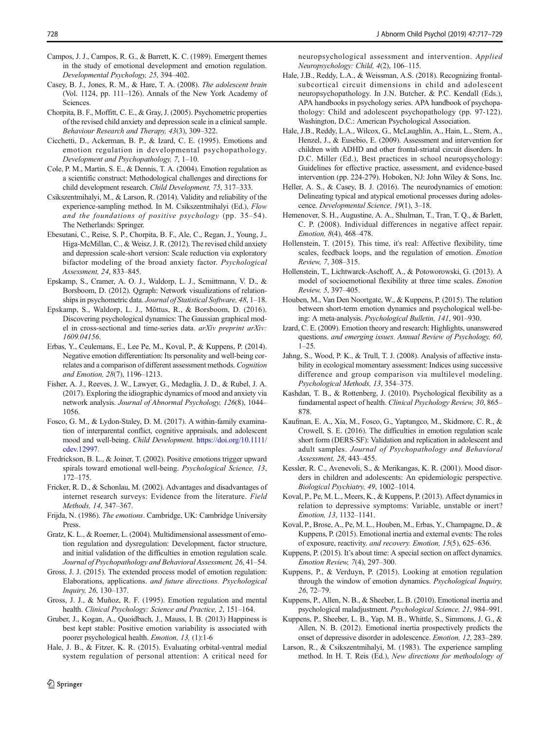Campos, J. J., Campos, R. G., & Barrett, K. C. (1989). Emergent themes in the study of emotional development and emotion regulation. *Developmental Psychology, 25*, 394–402.

Casey, B. J., Jones, R. M., & Hare, T. A. (2008). *The adolescent brain* (Vol. 1124, pp. 111–126). Annals of the New York Academy of Sciences.

Chorpita, B. F., Moffitt, C. E., & Gray, J. (2005). Psychometric properties of the revised child anxiety and depression scale in a clinical sample. *Behaviour Research and Therapy, 43*(3), 309–322.

Cicchetti, D., Ackerman, B. P., & Izard, C. E. (1995). Emotions and emotion regulation in developmental psychopathology. *Development and Psychopathology, 7*, 1–10.

Cole, P. M., Martin, S. E., & Dennis, T. A. (2004). Emotion regulation as a scientific construct: Methodological challenges and directions for child development research. *Child Development, 75*, 317–333.

Csikszentmihalyi, M., & Larson, R. (2014). Validity and reliability of the experience-sampling method. In M. Csikszentmihalyi (Ed.), *Flow and the foundations of positive psychology* (pp. 35–54). The Netherlands: Springer.

Ebesutani, C., Reise, S. P., Chorpita, B. F., Ale, C., Regan, J., Young, J., Higa-McMillan, C., & Weisz, J. R. (2012). The revised child anxiety and depression scale-short version: Scale reduction via exploratory bifactor modeling of the broad anxiety factor. *Psychological Assessment, 24*, 833–845.

Epskamp, S., Cramer, A. O. J., Waldorp, L. J., Scmittmann, V. D., & Borsboom, D. (2012). Qgraph: Network visualizations of relationships in psychometric data. *Journal of Statistical Software, 48*, 1–18.

Epskamp, S., Waldorp, L. J., Mõttus, R., & Borsboom, D. (2016). Discovering psychological dynamics: The Gaussian graphical model in cross-sectional and time-series data. *arXiv preprint arXiv: 1609.04156*.

Erbas, Y., Ceulemans, E., Lee Pe, M., Koval, P., & Kuppens, P. (2014). Negative emotion differentiation: Its personality and well-being correlates and a comparison of different assessment methods. *Cognition and Emotion, 28*(7), 1196–1213.

Fisher, A. J., Reeves, J. W., Lawyer, G., Medaglia, J. D., & Rubel, J. A. (2017). Exploring the idiographic dynamics of mood and anxiety via network analysis. *Journal of Abnormal Psychology, 126*(8), 1044–1056.

Fosco, G. M., & Lydon-Staley, D. M. (2017). A within-family examination of interparental conflict, cognitive appraisals, and adolescent mood and well-being. *Child Development.* https://doi.org/10.1111/cdev.12997.

Fredrickson, B. L., & Joiner, T. (2002). Positive emotions trigger upward spirals toward emotional well-being. *Psychological Science, 13*, 172–175.

Fricker, R. D., & Schonlau, M. (2002). Advantages and disadvantages of internet research surveys: Evidence from the literature. *Field Methods, 14*, 347–367.

Frijda, N. (1986). *The emotions*. Cambridge, UK: Cambridge University Press.

Gratz, K. L., & Roemer, L. (2004). Multidimensional assessment of emotion regulation and dysregulation: Development, factor structure, and initial validation of the difficulties in emotion regulation scale. *Journal of Psychopathology and Behavioral Assessment, 26*, 41–54.

Gross, J. J. (2015). The extended process model of emotion regulation: Elaborations, applications. *and future directions. Psychological Inquiry, 26*, 130–137.

Gross, J. J., & Muñoz, R. F. (1995). Emotion regulation and mental health. *Clinical Psychology: Science and Practice, 2*, 151–164.

Gruber, J., Kogan, A., Quoidbach, J., Mauss, I. B. (2013) Happiness is best kept stable: Positive emotion variability is associated with poorer psychological health. *Emotion, 13,* (1):1-6

Hale, J. B., & Fitzer, K. R. (2015). Evaluating orbital-ventral medial system regulation of personal attention: A critical need for neuropsychological assessment and intervention. *Applied Neuropsychology: Child, 4*(2), 106–115.

Hale, J.B., Reddy, L.A., & Weissman, A.S. (2018). Recognizing frontal-subcortical circuit dimensions in child and adolescent neuropsychopathology. In J.N. Butcher, & P.C. Kendall (Eds.), APA handbooks in psychology series. APA handbook of psychopathology: Child and adolescent psychopathology (pp. 97-122). Washington, D.C.: American Psychological Association.

Hale, J.B., Reddy, L.A., Wilcox, G., McLaughlin, A., Hain, L., Stern, A., Henzel, J., & Eusebio, E. (2009). Assessment and intervention for children with ADHD and other frontal-striatal circuit disorders. In D.C. Miller (Ed.), Best practices in school neuropsychology: Guidelines for effective practice, assessment, and evidence-based intervention (pp. 224-279). Hoboken, NJ: John Wiley & Sons, Inc.

Heller, A. S., & Casey, B. J. (2016). The neurodynamics of emotion: Delineating typical and atypical emotional processes during adolescence. *Developmental Science, 19*(1), 3–18.

Hemenover, S. H., Augustine, A. A., Shulman, T., Tran, T. Q., & Barlett, C. P. (2008). Individual differences in negative affect repair. *Emotion, 8*(4), 468–478.

Hollenstein, T. (2015). This time, it's real: Affective flexibility, time scales, feedback loops, and the regulation of emotion. *Emotion Review, 7*, 308–315.

Hollenstein, T., Lichtwarck-Aschoff, A., & Potoworowski, G. (2013). A model of socioemotional flexibility at three time scales. *Emotion Review, 5*, 397–405.

Houben, M., Van Den Noortgate, W., & Kuppens, P. (2015). The relation between short-term emotion dynamics and psychological well-being: A meta-analysis. *Psychological Bulletin, 141*, 901–930.

Izard, C. E. (2009). Emotion theory and research: Highlights, unanswered questions. *and emerging issues. Annual Review of Psychology, 60*, 1–25.

Jahng, S., Wood, P. K., & Trull, T. J. (2008). Analysis of affective instability in ecological momentary assessment: Indices using successive difference and group comparison via multilevel modeling. *Psychological Methods, 13*, 354–375.

Kashdan, T. B., & Rottenberg, J. (2010). Psychological flexibility as a fundamental aspect of health. *Clinical Psychology Review, 30*, 865–878.

Kaufman, E. A., Xia, M., Fosco, G., Yaptangco, M., Skidmore, C. R., & Crowell, S. E. (2016). The difficulties in emotion regulation scale short form (DERS-SF): Validation and replication in adolescent and adult samples. *Journal of Psychopathology and Behavioral Assessment, 28*, 443–455.

Kessler, R. C., Avenevoli, S., & Merikangas, K. R. (2001). Mood disorders in children and adolescents: An epidemiologic perspective. *Biological Psychiatry, 49*, 1002–1014.

Koval, P., Pe, M. L., Meers, K., & Kuppens, P. (2013). Affect dynamics in relation to depressive symptoms: Variable, unstable or inert? *Emotion, 13*, 1132–1141.

Koval, P., Brose, A., Pe, M. L., Houben, M., Erbas, Y., Champagne, D., & Kuppens, P. (2015). Emotional inertia and external events: The roles of exposure, reactivity. *and recovery. Emotion, 15*(5), 625–636.

Kuppens, P. (2015). It's about time: A special section on affect dynamics. *Emotion Review, 7*(4), 297–300.

Kuppens, P., & Verduyn, P. (2015). Looking at emotion regulation through the window of emotion dynamics. *Psychological Inquiry, 26*, 72–79.

Kuppens, P., Allen, N. B., & Sheeber, L. B. (2010). Emotional inertia and psychological maladjustment. *Psychological Science, 21*, 984–991.

Kuppens, P., Sheeber, L. B., Yap, M. B., Whittle, S., Simmons, J. G., & Allen, N. B. (2012). Emotional inertia prospectively predicts the onset of depressive disorder in adolescence. *Emotion, 12*, 283–289.

Larson, R., & Csikszentmihalyi, M. (1983). The experience sampling method. In H. T. Reis (Ed.), *New directions for methodology of*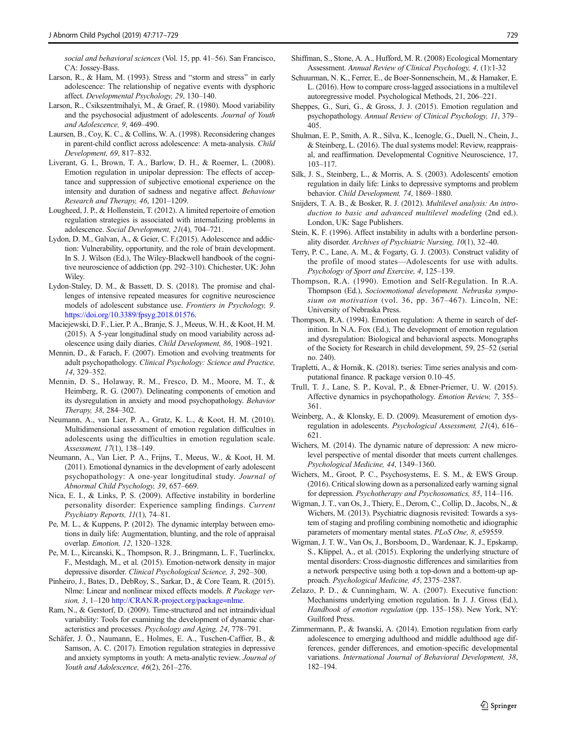*social and behavioral sciences* (Vol. 15, pp. 41–56). San Francisco, CA: Jossey-Bass.

Larson, R., & Ham, M. (1993). Stress and "storm and stress" in early adolescence: The relationship of negative events with dysphoric affect. *Developmental Psychology, 29*, 130–140.

Larson, R., Csikszentmihalyi, M., & Graef, R. (1980). Mood variability and the psychosocial adjustment of adolescents. *Journal of Youth and Adolescence, 9*, 469–490.

Laursen, B., Coy, K. C., & Collins, W. A. (1998). Reconsidering changes in parent-child conflict across adolescence: A meta-analysis. *Child Development, 69*, 817–832.

Liverant, G. I., Brown, T. A., Barlow, D. H., & Roemer, L. (2008). Emotion regulation in unipolar depression: The effects of acceptance and suppression of subjective emotional experience on the intensity and duration of sadness and negative affect. *Behaviour Research and Therapy, 46*, 1201–1209.

Lougheed, J. P., & Hollenstein, T. (2012). A limited repertoire of emotion regulation strategies is associated with internalizing problems in adolescence. *Social Development, 21*(4), 704–721.

Lydon, D. M., Galvan, A., & Geier, C. F.(2015). Adolescence and addiction: Vulnerability, opportunity, and the role of brain development. In S. J. Wilson (Ed.), The Wiley-Blackwell handbook of the cognitive neuroscience of addiction (pp. 292–310). Chichester, UK: John Wiley.

Lydon-Staley, D. M., & Bassett, D. S. (2018). The promise and challenges of intensive repeated measures for cognitive neuroscience models of adolescent substance use. *Frontiers in Psychology, 9*. https://doi.org/10.3389/fpsyg.2018.01576.

Maciejewski, D. F., Lier, P. A., Branje, S. J., Meeus, W. H., & Koot, H. M. (2015). A 5-year longitudinal study on mood variability across adolescence using daily diaries. *Child Development, 86*, 1908–1921.

Mennin, D., & Farach, F. (2007). Emotion and evolving treatments for adult psychopathology. *Clinical Psychology: Science and Practice, 14*, 329–352.

Mennin, D. S., Holaway, R. M., Fresco, D. M., Moore, M. T., & Heimberg, R. G. (2007). Delineating components of emotion and its dysregulation in anxiety and mood psychopathology. *Behavior Therapy, 38*, 284–302.

Neumann, A., van Lier, P. A., Gratz, K. L., & Koot, H. M. (2010). Multidimensional assessment of emotion regulation difficulties in adolescents using the difficulties in emotion regulation scale. *Assessment, 17*(1), 138–149.

Neumann, A., Van Lier, P. A., Frijns, T., Meeus, W., & Koot, H. M. (2011). Emotional dynamics in the development of early adolescent psychopathology: A one-year longitudinal study. *Journal of Abnormal Child Psychology, 39*, 657–669.

Nica, E. I., & Links, P. S. (2009). Affective instability in borderline personality disorder: Experience sampling findings. *Current Psychiatry Reports, 11*(1), 74–81.

Pe, M. L., & Kuppens, P. (2012). The dynamic interplay between emotions in daily life: Augmentation, blunting, and the role of appraisal overlap. *Emotion, 12*, 1320–1328.

Pe, M. L., Kircanski, K., Thompson, R. J., Bringmann, L. F., Tuerlinckx, F., Mestdagh, M., et al. (2015). Emotion-network density in major depressive disorder. *Clinical Psychological Science, 3*, 292–300.

Pinheiro, J., Bates, D., DebRoy, S., Sarkar, D., & Core Team, R. (2015). Nlme: Linear and nonlinear mixed effects models. *R Package version, 3*, 1–120 http://CRAN.R-project.org/package=nlme.

Ram, N., & Gerstorf, D. (2009). Time-structured and net intraindividual variability: Tools for examining the development of dynamic characteristics and processes. *Psychology and Aging, 24*, 778–791.

Schäfer, J. Ö., Naumann, E., Holmes, E. A., Tuschen-Caffier, B., & Samson, A. C. (2017). Emotion regulation strategies in depressive and anxiety symptoms in youth: A meta-analytic review. *Journal of Youth and Adolescence, 46*(2), 261–276.

Shiffman, S., Stone, A. A., Hufford, M. R. (2008) Ecological Momentary Assessment. *Annual Review of Clinical Psychology, 4,* (1):1-32

Schuurman, N. K., Ferrer, E., de Boer-Sonnenschein, M., & Hamaker, E. L. (2016). How to compare cross-lagged associations in a multilevel autoregressive model. Psychological Methods, 21, 206–221.

Sheppes, G., Suri, G., & Gross, J. J. (2015). Emotion regulation and psychopathology. *Annual Review of Clinical Psychology, 11*, 379–405.

Shulman, E. P., Smith, A. R., Silva, K., Icenogle, G., Duell, N., Chein, J., & Steinberg, L. (2016). The dual systems model: Review, reappraisal, and reaffirmation. Developmental Cognitive Neuroscience, 17, 103–117.

Silk, J. S., Steinberg, L., & Morris, A. S. (2003). Adolescents' emotion regulation in daily life: Links to depressive symptoms and problem behavior. *Child Development, 74*, 1869–1880.

Snijders, T. A. B., & Bosker, R. J. (2012). *Multilevel analysis: An introduction to basic and advanced multilevel modeling* (2nd ed.). London, UK: Sage Publishers.

Stein, K. F. (1996). Affect instability in adults with a borderline personality disorder. *Archives of Psychiatric Nursing, 10*(1), 32–40.

Terry, P. C., Lane, A. M., & Fogarty, G. J. (2003). Construct validity of the profile of mood states—Adolescents for use with adults. *Psychology of Sport and Exercise, 4*, 125–139.

Thompson, R.A. (1990). Emotion and Self-Regulation. In R.A. Thompson (Ed.), *Socioemotional development. Nebraska symposium on motivation* (vol. 36, pp. 367–467). Lincoln, NE: University of Nebraska Press.

Thompson, R.A. (1994). Emotion regulation: A theme in search of definition. In N.A. Fox (Ed.), The development of emotion regulation and dysregulation: Biological and behavioral aspects. Monographs of the Society for Research in child development, 59, 25–52 (serial no. 240).

Trapletti, A., & Hornik, K. (2018). tseries: Time series analysis and computational finance. R package version 0.10–45.

Trull, T. J., Lane, S. P., Koval, P., & Ebner-Priemer, U. W. (2015). Affective dynamics in psychopathology. *Emotion Review, 7*, 355–361.

Weinberg, A., & Klonsky, E. D. (2009). Measurement of emotion dysregulation in adolescents. *Psychological Assessment, 21*(4), 616–621.

Wichers, M. (2014). The dynamic nature of depression: A new micro-level perspective of mental disorder that meets current challenges. *Psychological Medicine, 44*, 1349–1360.

Wichers, M., Groot, P. C., Psychosystems, E. S. M., & EWS Group. (2016). Critical slowing down as a personalized early warning signal for depression. *Psychotherapy and Psychosomatics, 85*, 114–116.

Wigman, J. T., van Os, J., Thiery, E., Derom, C., Collip, D., Jacobs, N., & Wichers, M. (2013). Psychiatric diagnosis revisited: Towards a system of staging and profiling combining nomothetic and idiographic parameters of momentary mental states. *PLoS One, 8*, e59559.

Wigman, J. T. W., Van Os, J., Borsboom, D., Wardenaar, K. J., Epskamp, S., Klippel, A., et al. (2015). Exploring the underlying structure of mental disorders: Cross-diagnostic differences and similarities from a network perspective using both a top-down and a bottom-up approach. *Psychological Medicine, 45*, 2375–2387.

Zelazo, P. D., & Cunningham, W. A. (2007). Executive function: Mechanisms underlying emotion regulation. In J. J. Gross (Ed.), *Handbook of emotion regulation* (pp. 135–158). New York, NY: Guilford Press.

Zimmermann, P., & Iwanski, A. (2014). Emotion regulation from early adolescence to emerging adulthood and middle adulthood age differences, gender differences, and emotion-specific developmental variations. *International Journal of Behavioral Development, 38*, 182–194.